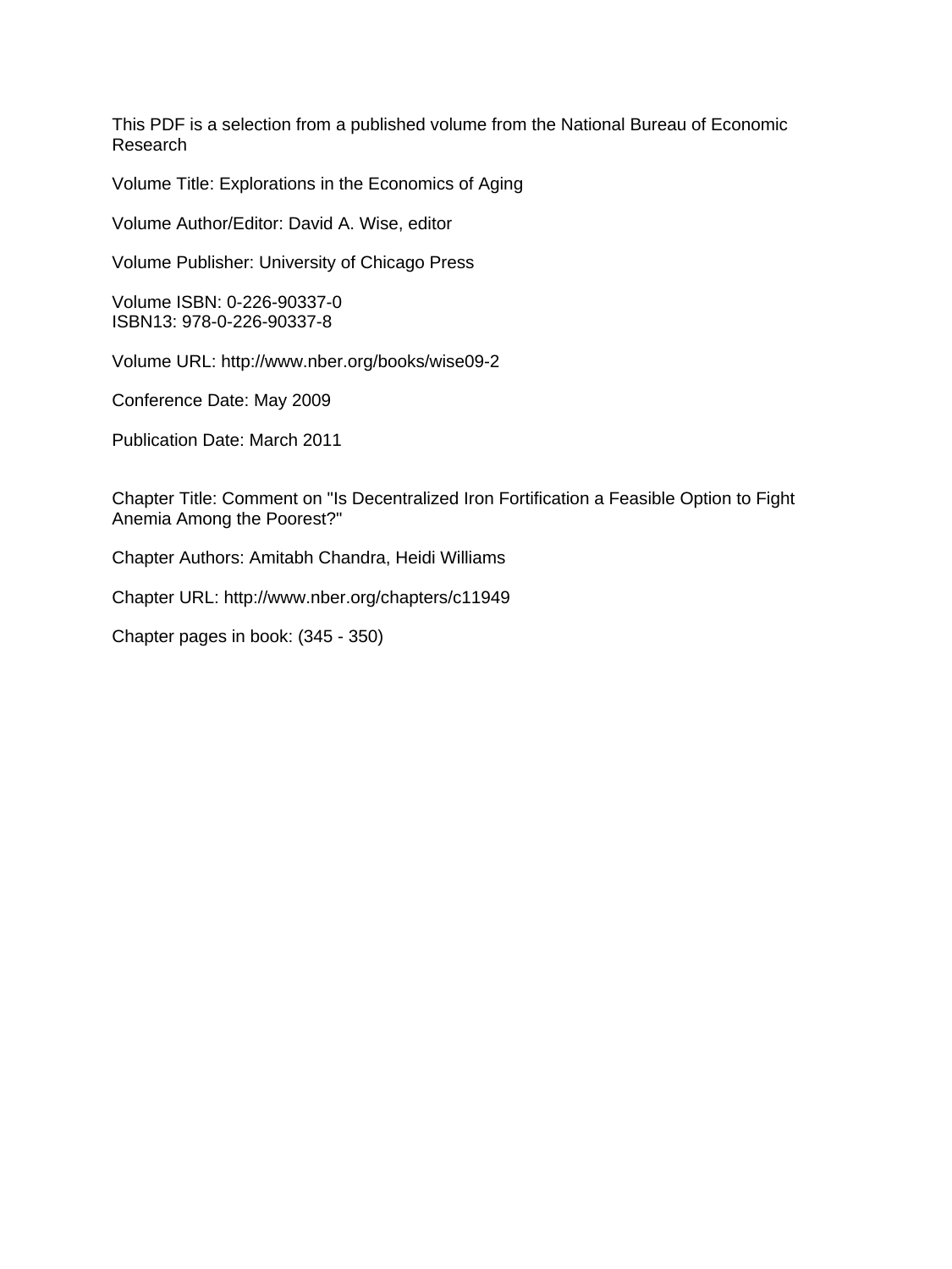This PDF is a selection from a published volume from the National Bureau of Economic Research

Volume Title: Explorations in the Economics of Aging

Volume Author/Editor: David A. Wise, editor

Volume Publisher: University of Chicago Press

Volume ISBN: 0-226-90337-0
ISBN13: 978-0-226-90337-8

Volume URL: http://www.nber.org/books/wise09-2

Conference Date: May 2009

Publication Date: March 2011

Chapter Title: Comment on "Is Decentralized Iron Fortification a Feasible Option to Fight Anemia Among the Poorest?"

Chapter Authors: Amitabh Chandra, Heidi Williams

Chapter URL: http://www.nber.org/chapters/c11949

Chapter pages in book: (345 - 350)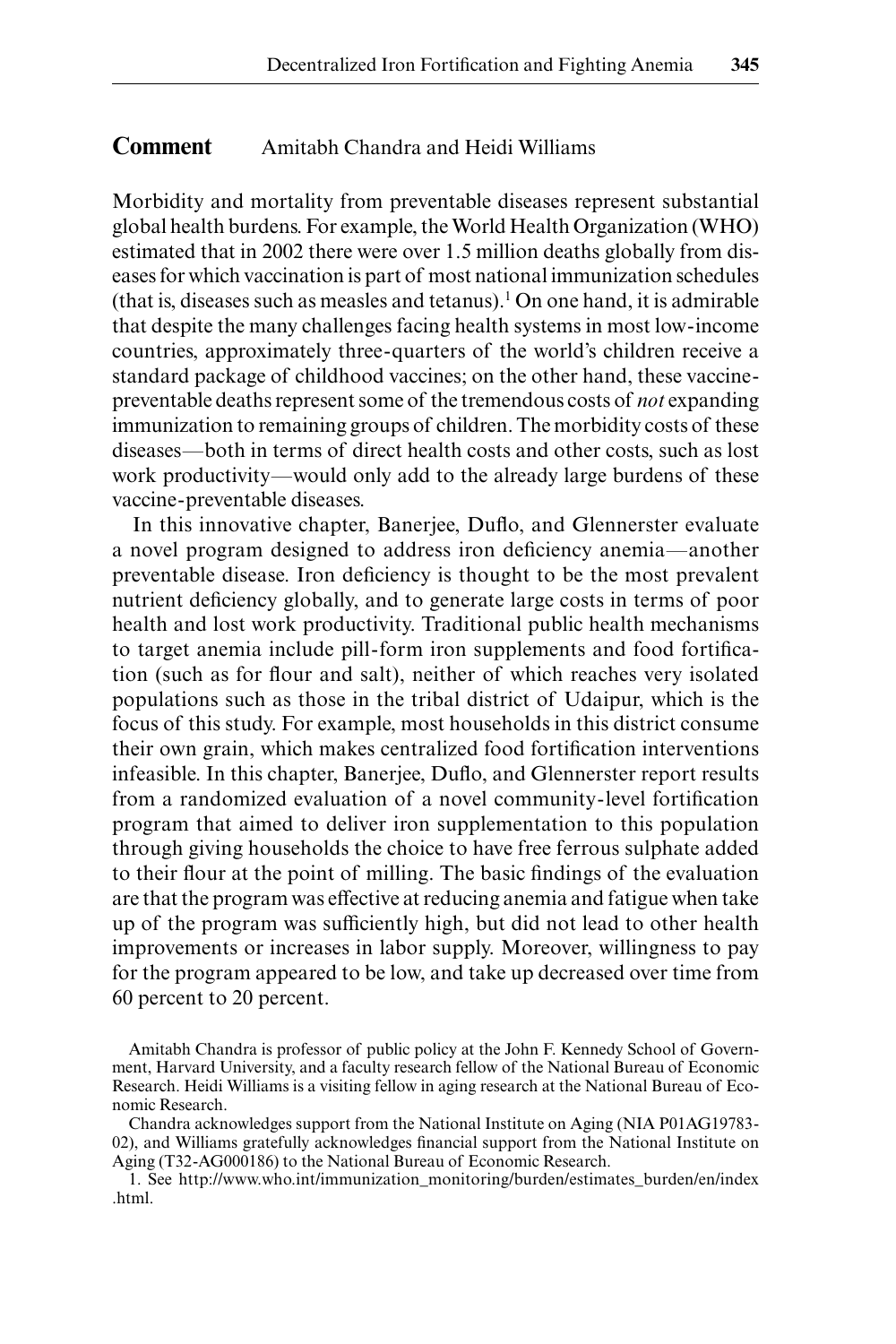## Comment Amitabh Chandra and Heidi Williams

Morbidity and mortality from preventable diseases represent substantial global health burdens. For example, the World Health Organization (WHO) estimated that in 2002 there were over 1.5 million deaths globally from diseases for which vaccination is part of most national immunization schedules (that is, diseases such as measles and tetanus).[1] On one hand, it is admirable that despite the many challenges facing health systems in most low-income countries, approximately three-quarters of the world's children receive a standard package of childhood vaccines; on the other hand, these vaccine-preventable deaths represent some of the tremendous costs of *not* expanding immunization to remaining groups of children. The morbidity costs of these diseases—both in terms of direct health costs and other costs, such as lost work productivity—would only add to the already large burdens of these vaccine-preventable diseases.

In this innovative chapter, Banerjee, Duflo, and Glennerster evaluate a novel program designed to address iron deficiency anemia—another preventable disease. Iron deficiency is thought to be the most prevalent nutrient deficiency globally, and to generate large costs in terms of poor health and lost work productivity. Traditional public health mechanisms to target anemia include pill-form iron supplements and food fortification (such as for flour and salt), neither of which reaches very isolated populations such as those in the tribal district of Udaipur, which is the focus of this study. For example, most households in this district consume their own grain, which makes centralized food fortification interventions infeasible. In this chapter, Banerjee, Duflo, and Glennerster report results from a randomized evaluation of a novel community-level fortification program that aimed to deliver iron supplementation to this population through giving households the choice to have free ferrous sulphate added to their flour at the point of milling. The basic findings of the evaluation are that the program was effective at reducing anemia and fatigue when take up of the program was sufficiently high, but did not lead to other health improvements or increases in labor supply. Moreover, willingness to pay for the program appeared to be low, and take up decreased over time from 60 percent to 20 percent.

Amitabh Chandra is professor of public policy at the John F. Kennedy School of Government, Harvard University, and a faculty research fellow of the National Bureau of Economic Research. Heidi Williams is a visiting fellow in aging research at the National Bureau of Economic Research.

Chandra acknowledges support from the National Institute on Aging (NIA P01AG19783-02), and Williams gratefully acknowledges financial support from the National Institute on Aging (T32-AG000186) to the National Bureau of Economic Research.

1. See http://www.who.int/immunization_monitoring/burden/estimates_burden/en/index.html.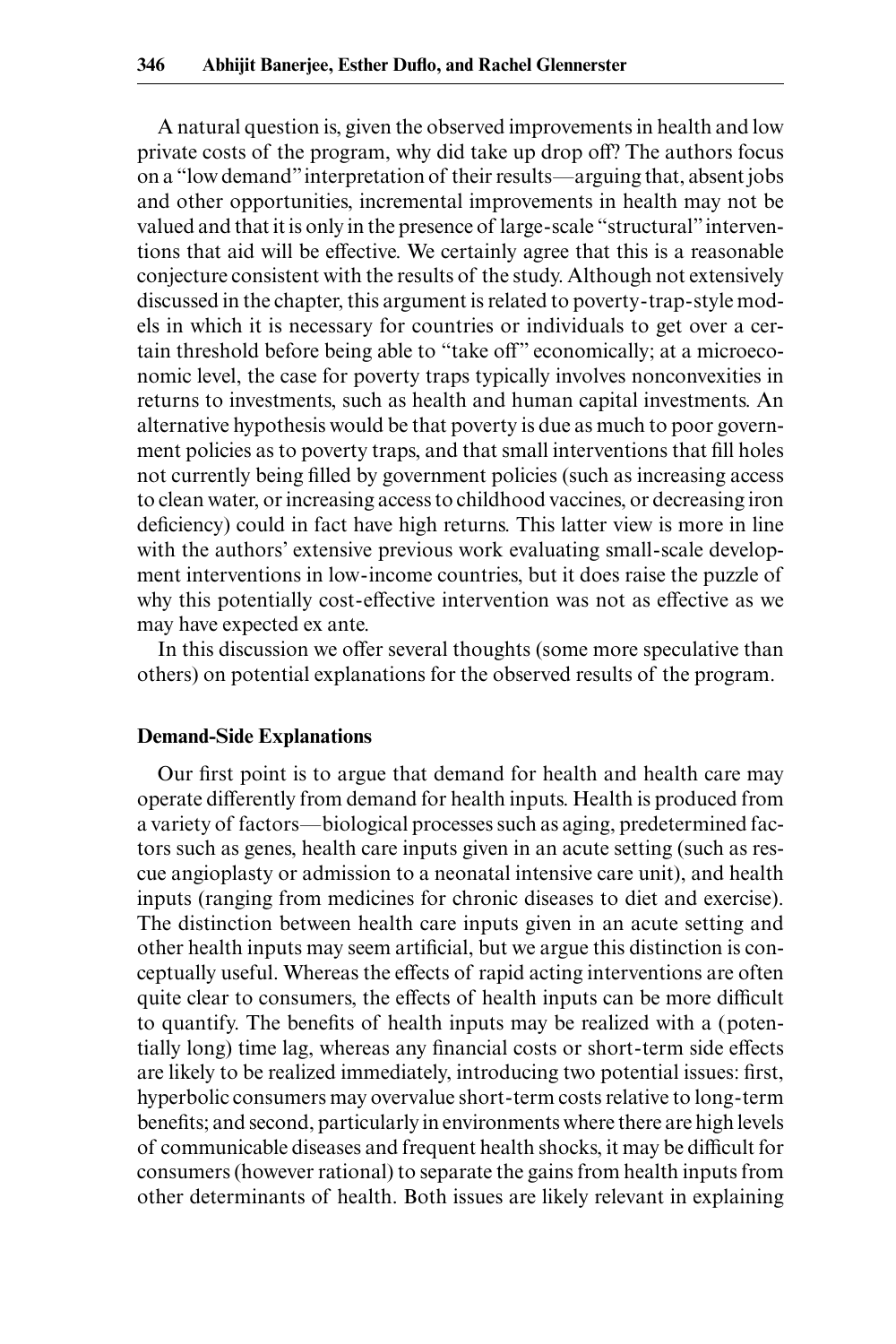A natural question is, given the observed improvements in health and low private costs of the program, why did take up drop off? The authors focus on a "low demand" interpretation of their results—arguing that, absent jobs and other opportunities, incremental improvements in health may not be valued and that it is only in the presence of large-scale "structural" interventions that aid will be effective. We certainly agree that this is a reasonable conjecture consistent with the results of the study. Although not extensively discussed in the chapter, this argument is related to poverty-trap-style models in which it is necessary for countries or individuals to get over a certain threshold before being able to "take off" economically; at a microeconomic level, the case for poverty traps typically involves nonconvexities in returns to investments, such as health and human capital investments. An alternative hypothesis would be that poverty is due as much to poor government policies as to poverty traps, and that small interventions that fill holes not currently being filled by government policies (such as increasing access to clean water, or increasing access to childhood vaccines, or decreasing iron deficiency) could in fact have high returns. This latter view is more in line with the authors' extensive previous work evaluating small-scale development interventions in low-income countries, but it does raise the puzzle of why this potentially cost-effective intervention was not as effective as we may have expected ex ante.

In this discussion we offer several thoughts (some more speculative than others) on potential explanations for the observed results of the program.

### Demand-Side Explanations

Our first point is to argue that demand for health and health care may operate differently from demand for health inputs. Health is produced from a variety of factors—biological processes such as aging, predetermined factors such as genes, health care inputs given in an acute setting (such as rescue angioplasty or admission to a neonatal intensive care unit), and health inputs (ranging from medicines for chronic diseases to diet and exercise). The distinction between health care inputs given in an acute setting and other health inputs may seem artificial, but we argue this distinction is conceptually useful. Whereas the effects of rapid acting interventions are often quite clear to consumers, the effects of health inputs can be more difficult to quantify. The benefits of health inputs may be realized with a (potentially long) time lag, whereas any financial costs or short-term side effects are likely to be realized immediately, introducing two potential issues: first, hyperbolic consumers may overvalue short-term costs relative to long-term benefits; and second, particularly in environments where there are high levels of communicable diseases and frequent health shocks, it may be difficult for consumers (however rational) to separate the gains from health inputs from other determinants of health. Both issues are likely relevant in explaining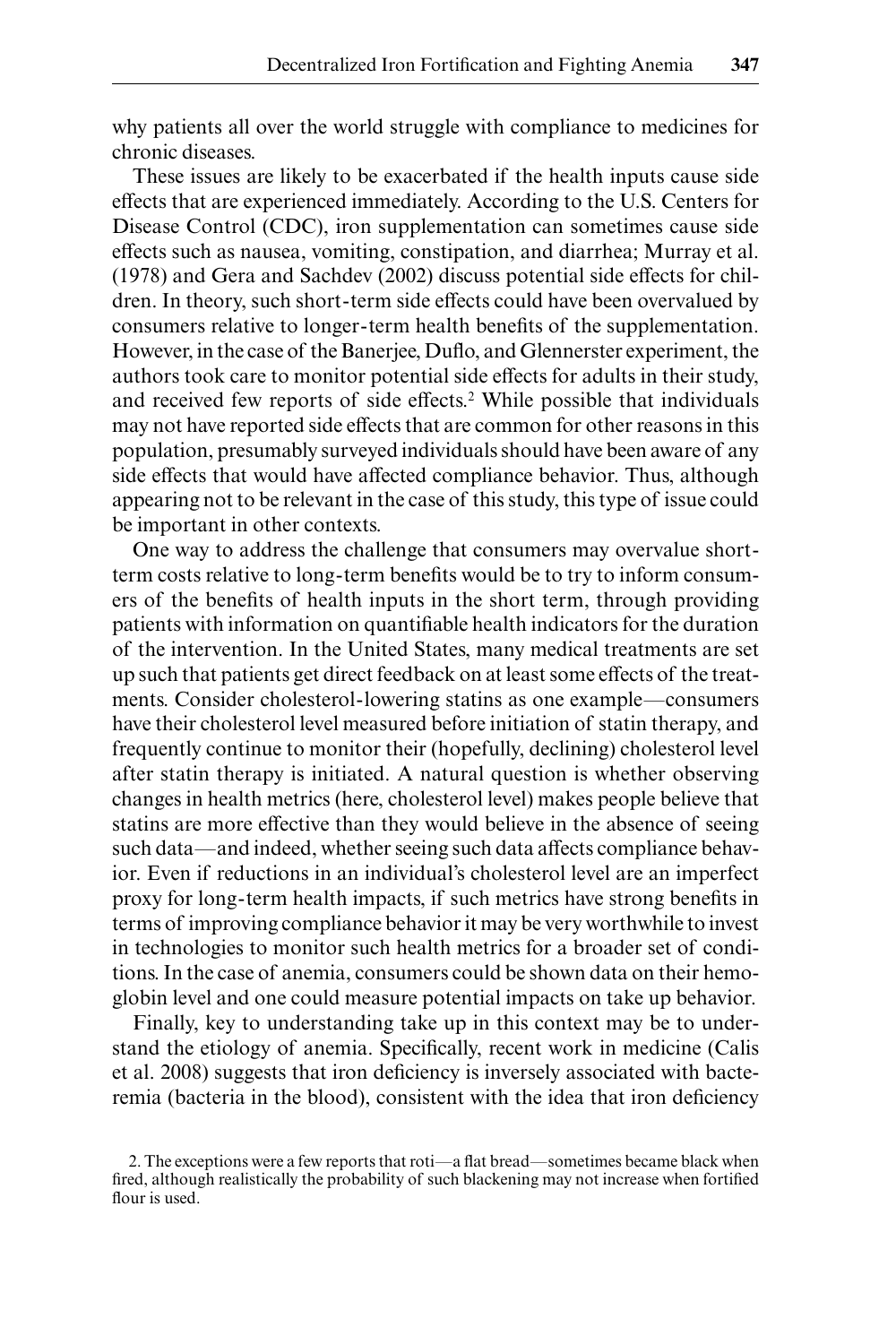why patients all over the world struggle with compliance to medicines for chronic diseases.

These issues are likely to be exacerbated if the health inputs cause side effects that are experienced immediately. According to the U.S. Centers for Disease Control (CDC), iron supplementation can sometimes cause side effects such as nausea, vomiting, constipation, and diarrhea; Murray et al. (1978) and Gera and Sachdev (2002) discuss potential side effects for children. In theory, such short-term side effects could have been overvalued by consumers relative to longer-term health benefits of the supplementation. However, in the case of the Banerjee, Duflo, and Glennerster experiment, the authors took care to monitor potential side effects for adults in their study, and received few reports of side effects.[2] While possible that individuals may not have reported side effects that are common for other reasons in this population, presumably surveyed individuals should have been aware of any side effects that would have affected compliance behavior. Thus, although appearing not to be relevant in the case of this study, this type of issue could be important in other contexts.

One way to address the challenge that consumers may overvalue short-term costs relative to long-term benefits would be to try to inform consumers of the benefits of health inputs in the short term, through providing patients with information on quantifiable health indicators for the duration of the intervention. In the United States, many medical treatments are set up such that patients get direct feedback on at least some effects of the treatments. Consider cholesterol-lowering statins as one example—consumers have their cholesterol level measured before initiation of statin therapy, and frequently continue to monitor their (hopefully, declining) cholesterol level after statin therapy is initiated. A natural question is whether observing changes in health metrics (here, cholesterol level) makes people believe that statins are more effective than they would believe in the absence of seeing such data—and indeed, whether seeing such data affects compliance behavior. Even if reductions in an individual's cholesterol level are an imperfect proxy for long-term health impacts, if such metrics have strong benefits in terms of improving compliance behavior it may be very worthwhile to invest in technologies to monitor such health metrics for a broader set of conditions. In the case of anemia, consumers could be shown data on their hemoglobin level and one could measure potential impacts on take up behavior.

Finally, key to understanding take up in this context may be to understand the etiology of anemia. Specifically, recent work in medicine (Calis et al. 2008) suggests that iron deficiency is inversely associated with bacteremia (bacteria in the blood), consistent with the idea that iron deficiency

2. The exceptions were a few reports that roti—a flat bread—sometimes became black when fired, although realistically the probability of such blackening may not increase when fortified flour is used.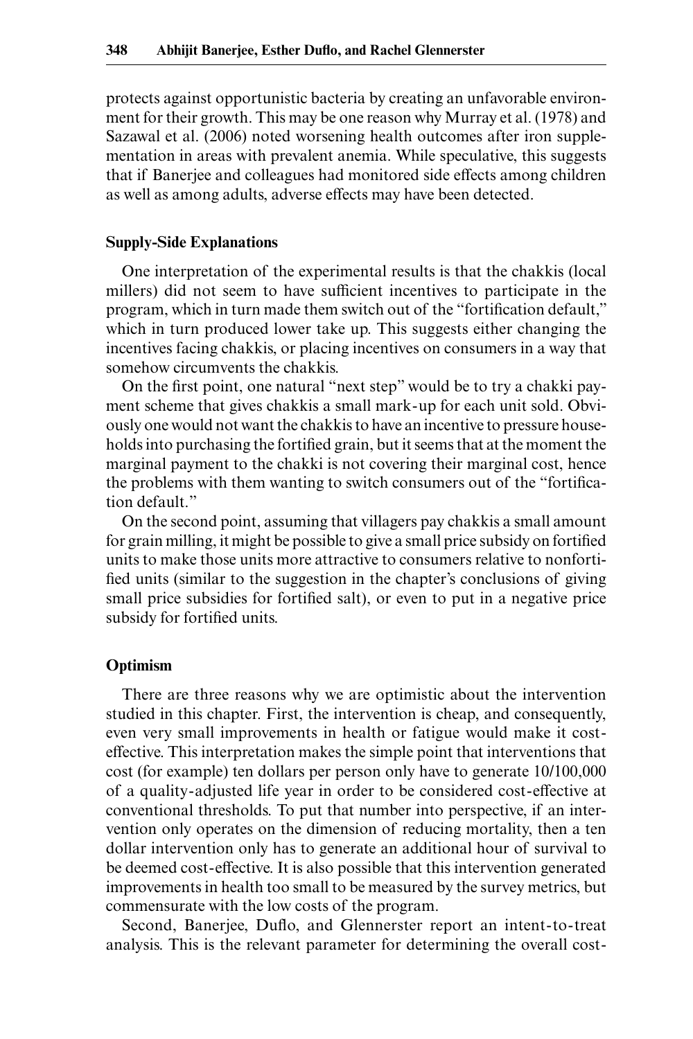protects against opportunistic bacteria by creating an unfavorable environment for their growth. This may be one reason why Murray et al. (1978) and Sazawal et al. (2006) noted worsening health outcomes after iron supplementation in areas with prevalent anemia. While speculative, this suggests that if Banerjee and colleagues had monitored side effects among children as well as among adults, adverse effects may have been detected.

### Supply-Side Explanations

One interpretation of the experimental results is that the chakkis (local millers) did not seem to have sufficient incentives to participate in the program, which in turn made them switch out of the "fortification default," which in turn produced lower take up. This suggests either changing the incentives facing chakkis, or placing incentives on consumers in a way that somehow circumvents the chakkis.

On the first point, one natural "next step" would be to try a chakki payment scheme that gives chakkis a small mark-up for each unit sold. Obviously one would not want the chakkis to have an incentive to pressure households into purchasing the fortified grain, but it seems that at the moment the marginal payment to the chakki is not covering their marginal cost, hence the problems with them wanting to switch consumers out of the "fortification default."

On the second point, assuming that villagers pay chakkis a small amount for grain milling, it might be possible to give a small price subsidy on fortified units to make those units more attractive to consumers relative to nonfortified units (similar to the suggestion in the chapter's conclusions of giving small price subsidies for fortified salt), or even to put in a negative price subsidy for fortified units.

### Optimism

There are three reasons why we are optimistic about the intervention studied in this chapter. First, the intervention is cheap, and consequently, even very small improvements in health or fatigue would make it cost-effective. This interpretation makes the simple point that interventions that cost (for example) ten dollars per person only have to generate 10/100,000 of a quality-adjusted life year in order to be considered cost-effective at conventional thresholds. To put that number into perspective, if an intervention only operates on the dimension of reducing mortality, then a ten dollar intervention only has to generate an additional hour of survival to be deemed cost-effective. It is also possible that this intervention generated improvements in health too small to be measured by the survey metrics, but commensurate with the low costs of the program.

Second, Banerjee, Duflo, and Glennerster report an intent-to-treat analysis. This is the relevant parameter for determining the overall cost-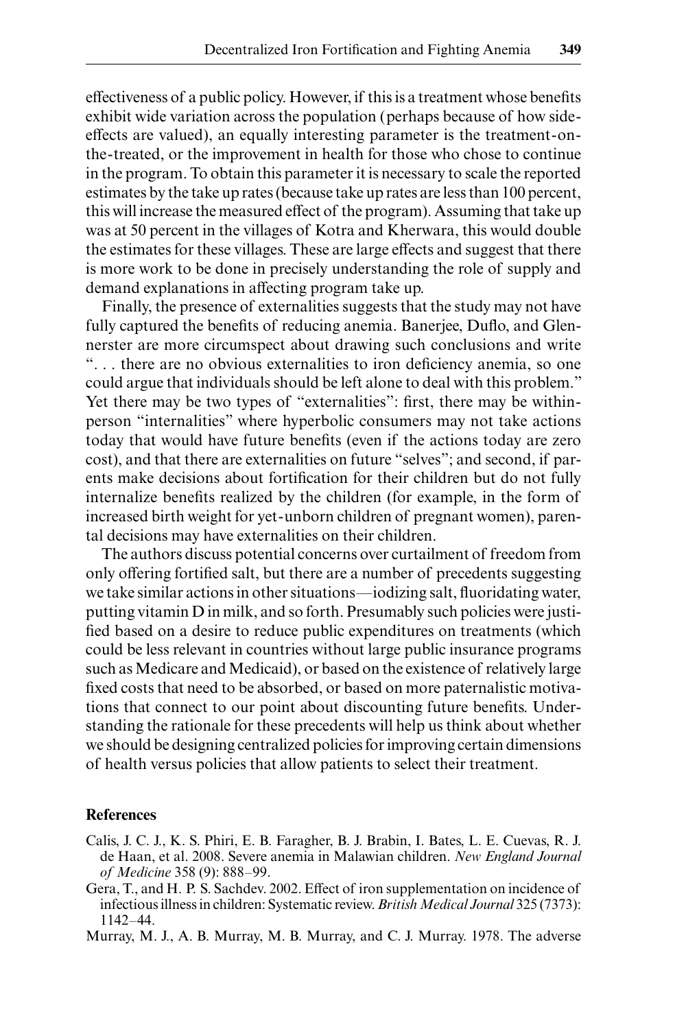effectiveness of a public policy. However, if this is a treatment whose benefits exhibit wide variation across the population (perhaps because of how side-effects are valued), an equally interesting parameter is the treatment-on-the-treated, or the improvement in health for those who chose to continue in the program. To obtain this parameter it is necessary to scale the reported estimates by the take up rates (because take up rates are less than 100 percent, this will increase the measured effect of the program). Assuming that take up was at 50 percent in the villages of Kotra and Kherwara, this would double the estimates for these villages. These are large effects and suggest that there is more work to be done in precisely understanding the role of supply and demand explanations in affecting program take up.

Finally, the presence of externalities suggests that the study may not have fully captured the benefits of reducing anemia. Banerjee, Duflo, and Glennerster are more circumspect about drawing such conclusions and write ". . . there are no obvious externalities to iron deficiency anemia, so one could argue that individuals should be left alone to deal with this problem." Yet there may be two types of "externalities": first, there may be within-person "internalities" where hyperbolic consumers may not take actions today that would have future benefits (even if the actions today are zero cost), and that there are externalities on future "selves"; and second, if parents make decisions about fortification for their children but do not fully internalize benefits realized by the children (for example, in the form of increased birth weight for yet-unborn children of pregnant women), parental decisions may have externalities on their children.

The authors discuss potential concerns over curtailment of freedom from only offering fortified salt, but there are a number of precedents suggesting we take similar actions in other situations—iodizing salt, fluoridating water, putting vitamin D in milk, and so forth. Presumably such policies were justified based on a desire to reduce public expenditures on treatments (which could be less relevant in countries without large public insurance programs such as Medicare and Medicaid), or based on the existence of relatively large fixed costs that need to be absorbed, or based on more paternalistic motivations that connect to our point about discounting future benefits. Understanding the rationale for these precedents will help us think about whether we should be designing centralized policies for improving certain dimensions of health versus policies that allow patients to select their treatment.

## References

Calis, J. C. J., K. S. Phiri, E. B. Faragher, B. J. Brabin, I. Bates, L. E. Cuevas, R. J. de Haan, et al. 2008. Severe anemia in Malawian children. *New England Journal of Medicine* 358 (9): 888–99.

Gera, T., and H. P. S. Sachdev. 2002. Effect of iron supplementation on incidence of infectious illness in children: Systematic review. *British Medical Journal* 325 (7373): 1142–44.

Murray, M. J., A. B. Murray, M. B. Murray, and C. J. Murray. 1978. The adverse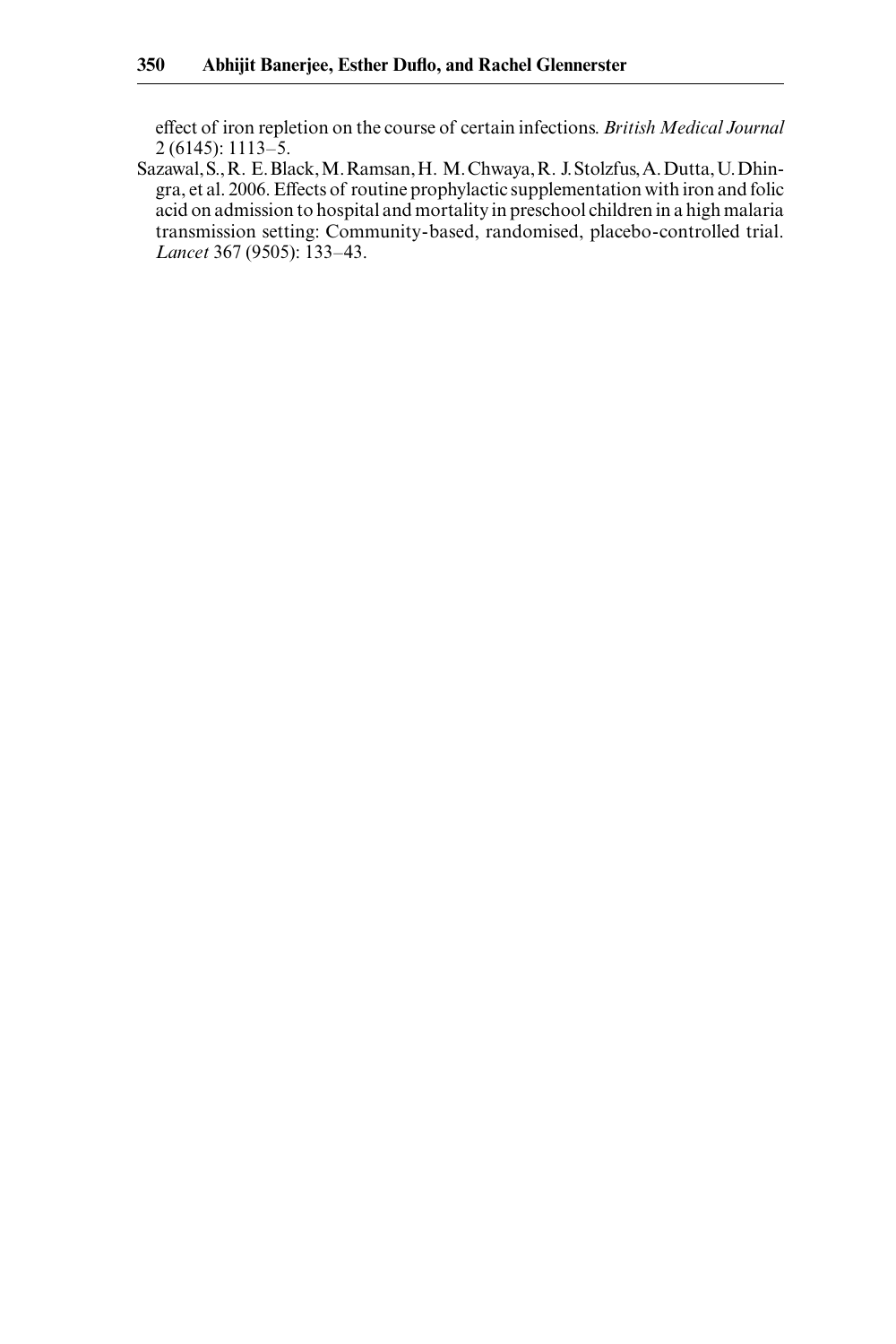effect of iron repletion on the course of certain infections. *British Medical Journal* 2 (6145): 1113–5.

Sazawal, S., R. E. Black, M. Ramsan, H. M. Chwaya, R. J. Stolzfus, A. Dutta, U. Dhingra, et al. 2006. Effects of routine prophylactic supplementation with iron and folic acid on admission to hospital and mortality in preschool children in a high malaria transmission setting: Community-based, randomised, placebo-controlled trial. *Lancet* 367 (9505): 133–43.